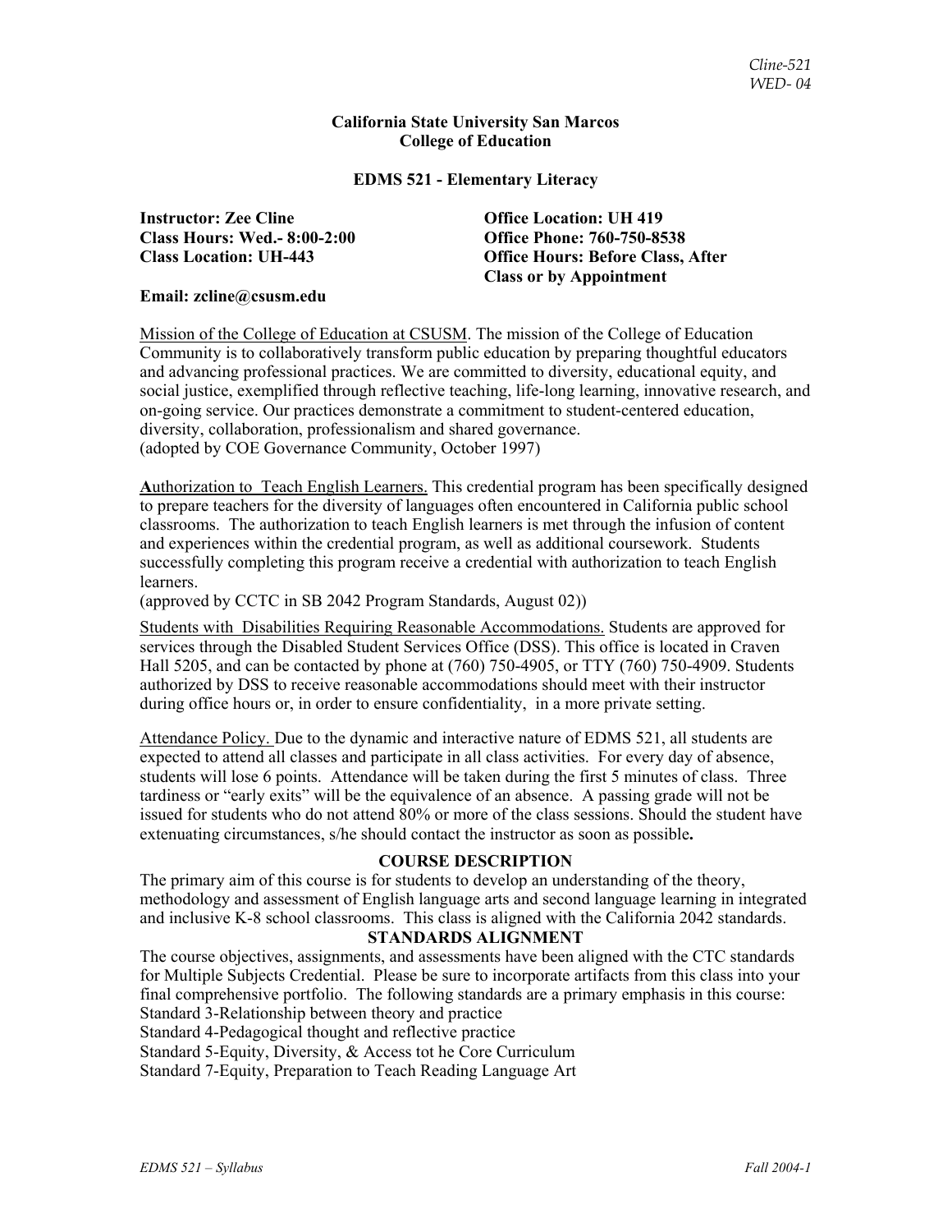**California State University San Marcos**
**College of Education**

**EDMS 521 - Elementary Literacy**

**Instructor: Zee Cline**
**Class Hours: Wed.- 8:00-2:00**
**Class Location: UH-443**
**Office Location: UH 419**
**Office Phone: 760-750-8538**
**Office Hours: Before Class, After Class or by Appointment**

**Email: zcline@csusm.edu**

Mission of the College of Education at CSUSM. The mission of the College of Education Community is to collaboratively transform public education by preparing thoughtful educators and advancing professional practices. We are committed to diversity, educational equity, and social justice, exemplified through reflective teaching, life-long learning, innovative research, and on-going service. Our practices demonstrate a commitment to student-centered education, diversity, collaboration, professionalism and shared governance.
(adopted by COE Governance Community, October 1997)

**A**uthorization to Teach English Learners. This credential program has been specifically designed to prepare teachers for the diversity of languages often encountered in California public school classrooms. The authorization to teach English learners is met through the infusion of content and experiences within the credential program, as well as additional coursework. Students successfully completing this program receive a credential with authorization to teach English learners.
(approved by CCTC in SB 2042 Program Standards, August 02))

Students with Disabilities Requiring Reasonable Accommodations. Students are approved for services through the Disabled Student Services Office (DSS). This office is located in Craven Hall 5205, and can be contacted by phone at (760) 750-4905, or TTY (760) 750-4909. Students authorized by DSS to receive reasonable accommodations should meet with their instructor during office hours or, in order to ensure confidentiality, in a more private setting.

Attendance Policy. Due to the dynamic and interactive nature of EDMS 521, all students are expected to attend all classes and participate in all class activities. For every day of absence, students will lose 6 points. Attendance will be taken during the first 5 minutes of class. Three tardiness or "early exits" will be the equivalence of an absence. A passing grade will not be issued for students who do not attend 80% or more of the class sessions. Should the student have extenuating circumstances, s/he should contact the instructor as soon as possible**.**

## COURSE DESCRIPTION

The primary aim of this course is for students to develop an understanding of the theory, methodology and assessment of English language arts and second language learning in integrated and inclusive K-8 school classrooms. This class is aligned with the California 2042 standards.

## STANDARDS ALIGNMENT

The course objectives, assignments, and assessments have been aligned with the CTC standards for Multiple Subjects Credential. Please be sure to incorporate artifacts from this class into your final comprehensive portfolio. The following standards are a primary emphasis in this course:
Standard 3-Relationship between theory and practice
Standard 4-Pedagogical thought and reflective practice
Standard 5-Equity, Diversity, & Access tot he Core Curriculum
Standard 7-Equity, Preparation to Teach Reading Language Art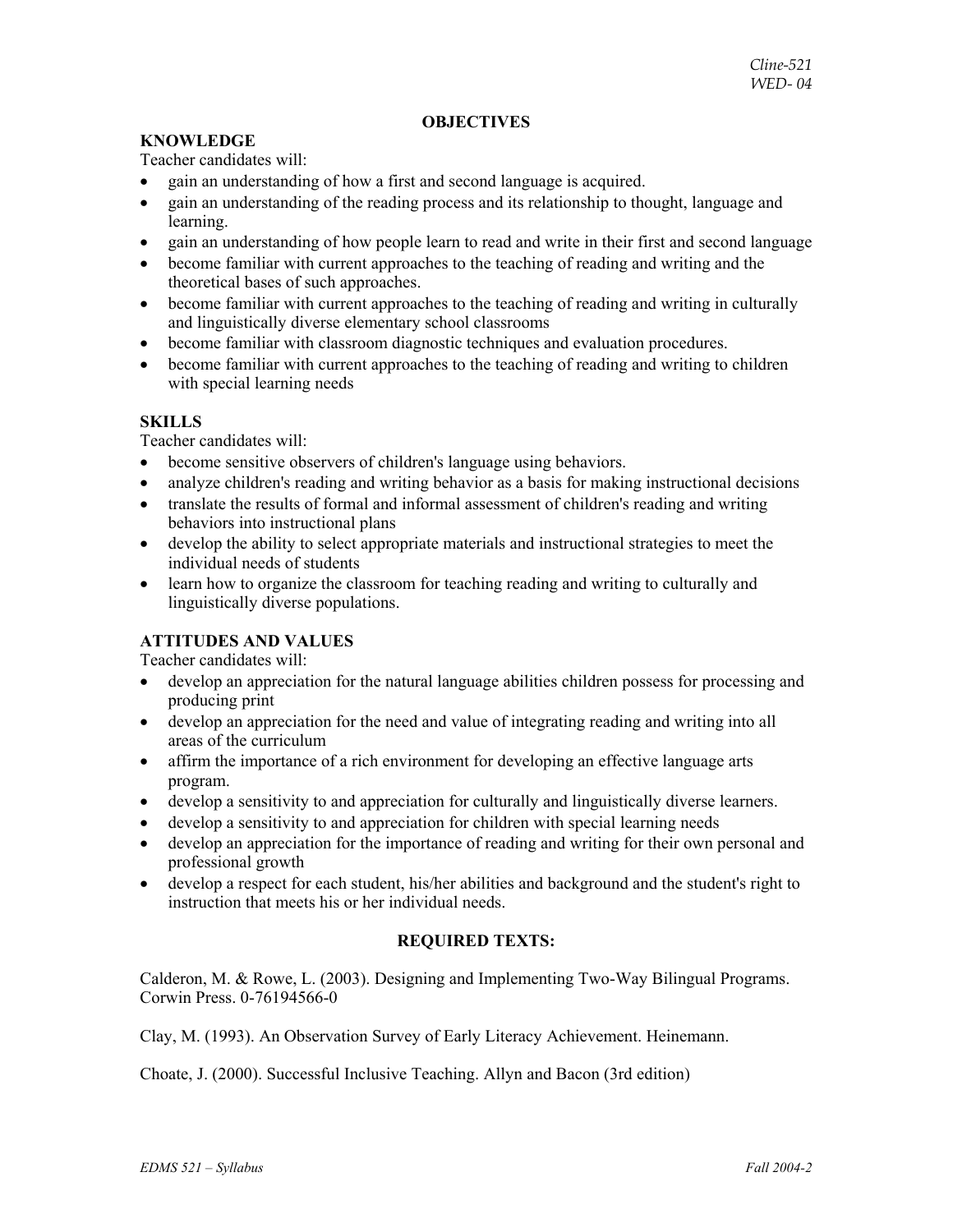## OBJECTIVES

### KNOWLEDGE

Teacher candidates will:

- gain an understanding of how a first and second language is acquired.
- gain an understanding of the reading process and its relationship to thought, language and learning.
- gain an understanding of how people learn to read and write in their first and second language
- become familiar with current approaches to the teaching of reading and writing and the theoretical bases of such approaches.
- become familiar with current approaches to the teaching of reading and writing in culturally and linguistically diverse elementary school classrooms
- become familiar with classroom diagnostic techniques and evaluation procedures.
- become familiar with current approaches to the teaching of reading and writing to children with special learning needs

### SKILLS

Teacher candidates will:

- become sensitive observers of children's language using behaviors.
- analyze children's reading and writing behavior as a basis for making instructional decisions
- translate the results of formal and informal assessment of children's reading and writing behaviors into instructional plans
- develop the ability to select appropriate materials and instructional strategies to meet the individual needs of students
- learn how to organize the classroom for teaching reading and writing to culturally and linguistically diverse populations.

### ATTITUDES AND VALUES

Teacher candidates will:

- develop an appreciation for the natural language abilities children possess for processing and producing print
- develop an appreciation for the need and value of integrating reading and writing into all areas of the curriculum
- affirm the importance of a rich environment for developing an effective language arts program.
- develop a sensitivity to and appreciation for culturally and linguistically diverse learners.
- develop a sensitivity to and appreciation for children with special learning needs
- develop an appreciation for the importance of reading and writing for their own personal and professional growth
- develop a respect for each student, his/her abilities and background and the student's right to instruction that meets his or her individual needs.

## REQUIRED TEXTS:

Calderon, M. & Rowe, L. (2003). Designing and Implementing Two-Way Bilingual Programs. Corwin Press. 0-76194566-0

Clay, M. (1993). An Observation Survey of Early Literacy Achievement. Heinemann.

Choate, J. (2000). Successful Inclusive Teaching. Allyn and Bacon (3rd edition)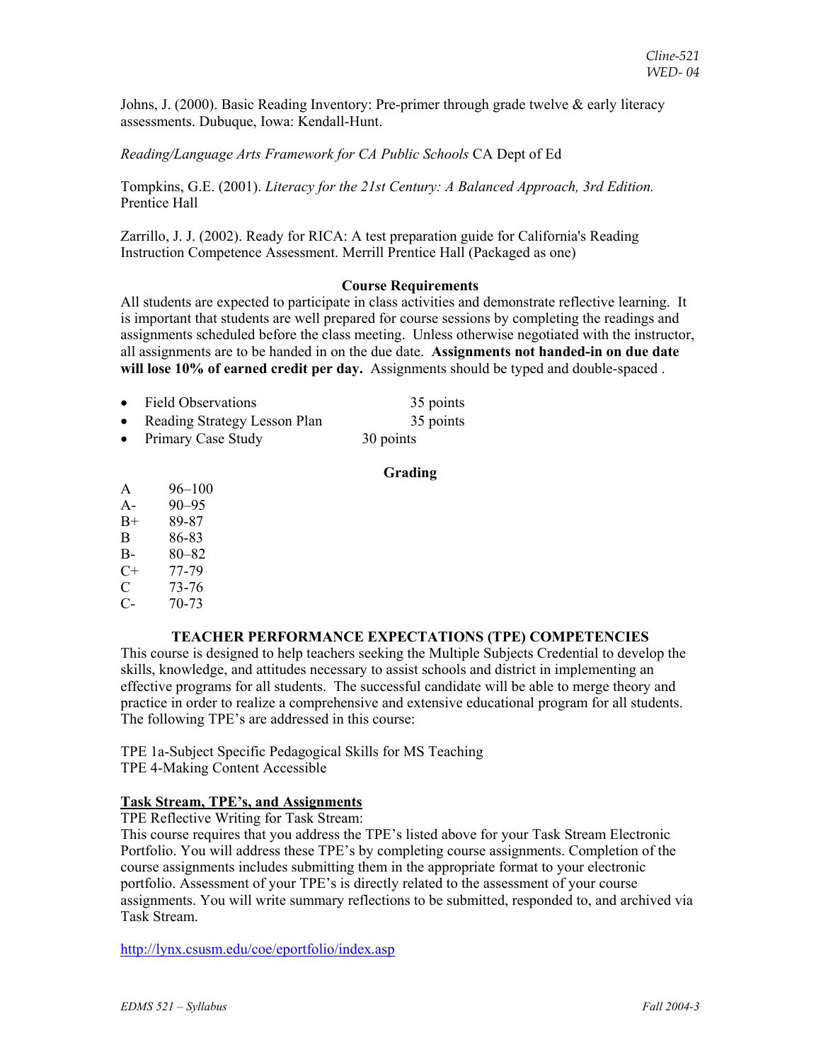Johns, J. (2000). Basic Reading Inventory: Pre-primer through grade twelve & early literacy assessments. Dubuque, Iowa: Kendall-Hunt.

*Reading/Language Arts Framework for CA Public Schools* CA Dept of Ed

Tompkins, G.E. (2001). *Literacy for the 21st Century: A Balanced Approach, 3rd Edition.* Prentice Hall

Zarrillo, J. J. (2002). Ready for RICA: A test preparation guide for California's Reading Instruction Competence Assessment. Merrill Prentice Hall (Packaged as one)

### Course Requirements

All students are expected to participate in class activities and demonstrate reflective learning. It is important that students are well prepared for course sessions by completing the readings and assignments scheduled before the class meeting. Unless otherwise negotiated with the instructor, all assignments are to be handed in on the due date. **Assignments not handed-in on due date will lose 10% of earned credit per day.** Assignments should be typed and double-spaced .

- Field Observations 35 points
- Reading Strategy Lesson Plan 35 points
- Primary Case Study 30 points

### Grading

| | |
|---|---|
| A | 96–100 |
| A- | 90–95 |
| B+ | 89-87 |
| B | 86-83 |
| B- | 80–82 |
| C+ | 77-79 |
| C | 73-76 |
| C- | 70-73 |

### TEACHER PERFORMANCE EXPECTATIONS (TPE) COMPETENCIES

This course is designed to help teachers seeking the Multiple Subjects Credential to develop the skills, knowledge, and attitudes necessary to assist schools and district in implementing an effective programs for all students. The successful candidate will be able to merge theory and practice in order to realize a comprehensive and extensive educational program for all students. The following TPE's are addressed in this course:

TPE 1a-Subject Specific Pedagogical Skills for MS Teaching
TPE 4-Making Content Accessible

**Task Stream, TPE's, and Assignments**

TPE Reflective Writing for Task Stream:
This course requires that you address the TPE's listed above for your Task Stream Electronic Portfolio. You will address these TPE's by completing course assignments. Completion of the course assignments includes submitting them in the appropriate format to your electronic portfolio. Assessment of your TPE's is directly related to the assessment of your course assignments. You will write summary reflections to be submitted, responded to, and archived via Task Stream.

http://lynx.csusm.edu/coe/eportfolio/index.asp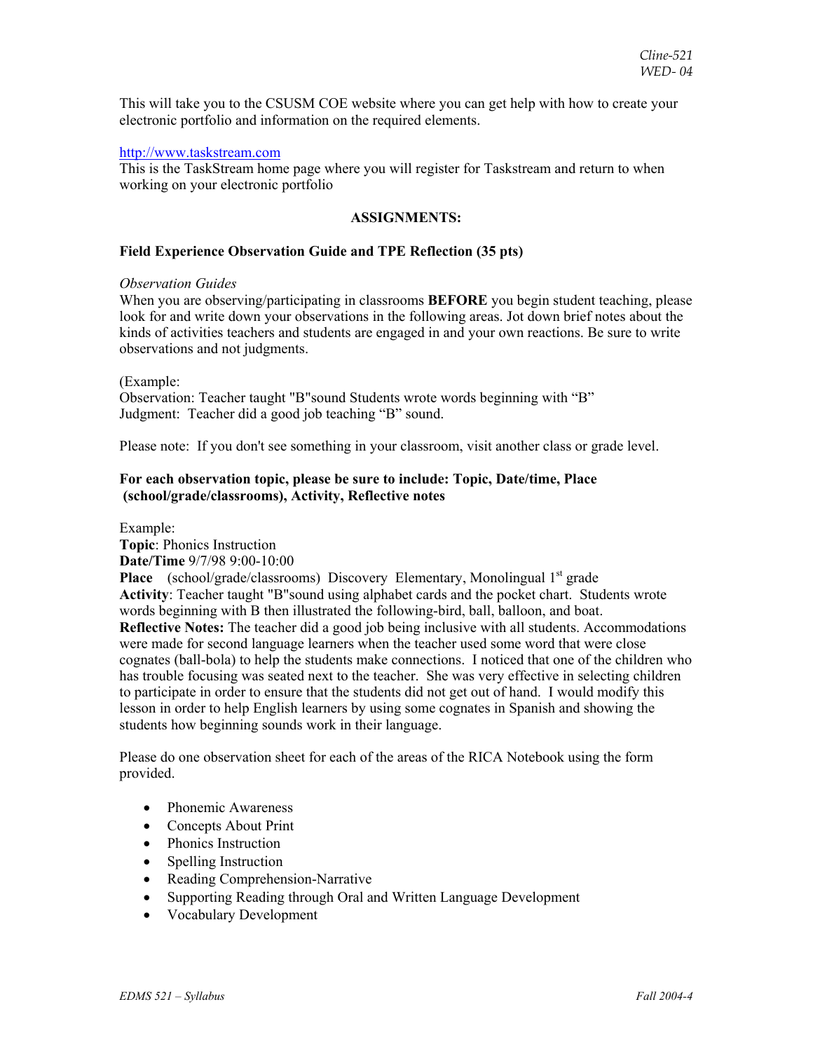This will take you to the CSUSM COE website where you can get help with how to create your electronic portfolio and information on the required elements.

http://www.taskstream.com
This is the TaskStream home page where you will register for Taskstream and return to when working on your electronic portfolio

## ASSIGNMENTS:

### Field Experience Observation Guide and TPE Reflection (35 pts)

*Observation Guides*
When you are observing/participating in classrooms **BEFORE** you begin student teaching, please look for and write down your observations in the following areas. Jot down brief notes about the kinds of activities teachers and students are engaged in and your own reactions. Be sure to write observations and not judgments.

(Example:
Observation: Teacher taught "B"sound Students wrote words beginning with "B"
Judgment: Teacher did a good job teaching "B" sound.

Please note: If you don't see something in your classroom, visit another class or grade level.

**For each observation topic, please be sure to include: Topic, Date/time, Place (school/grade/classrooms), Activity, Reflective notes**

Example:
**Topic**: Phonics Instruction
**Date/Time** 9/7/98 9:00-10:00
**Place** (school/grade/classrooms) Discovery Elementary, Monolingual 1st grade
**Activity**: Teacher taught "B"sound using alphabet cards and the pocket chart. Students wrote words beginning with B then illustrated the following-bird, ball, balloon, and boat.
**Reflective Notes:** The teacher did a good job being inclusive with all students. Accommodations were made for second language learners when the teacher used some word that were close cognates (ball-bola) to help the students make connections. I noticed that one of the children who has trouble focusing was seated next to the teacher. She was very effective in selecting children to participate in order to ensure that the students did not get out of hand. I would modify this lesson in order to help English learners by using some cognates in Spanish and showing the students how beginning sounds work in their language.

Please do one observation sheet for each of the areas of the RICA Notebook using the form provided.

- Phonemic Awareness
- Concepts About Print
- Phonics Instruction
- Spelling Instruction
- Reading Comprehension-Narrative
- Supporting Reading through Oral and Written Language Development
- Vocabulary Development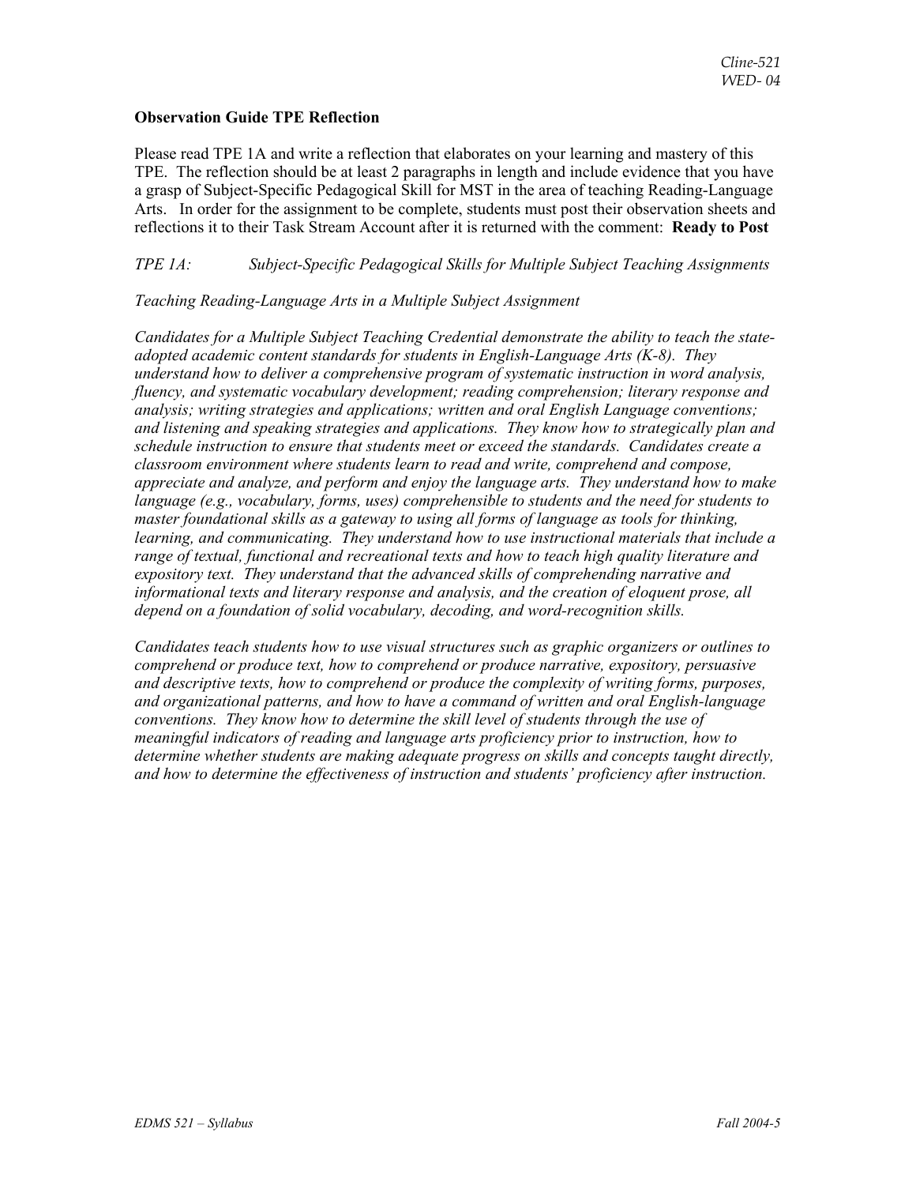**Observation Guide TPE Reflection**

Please read TPE 1A and write a reflection that elaborates on your learning and mastery of this TPE. The reflection should be at least 2 paragraphs in length and include evidence that you have a grasp of Subject-Specific Pedagogical Skill for MST in the area of teaching Reading-Language Arts. In order for the assignment to be complete, students must post their observation sheets and reflections it to their Task Stream Account after it is returned with the comment: **Ready to Post**

*TPE 1A: Subject-Specific Pedagogical Skills for Multiple Subject Teaching Assignments*

*Teaching Reading-Language Arts in a Multiple Subject Assignment*

*Candidates for a Multiple Subject Teaching Credential demonstrate the ability to teach the state-adopted academic content standards for students in English-Language Arts (K-8). They understand how to deliver a comprehensive program of systematic instruction in word analysis, fluency, and systematic vocabulary development; reading comprehension; literary response and analysis; writing strategies and applications; written and oral English Language conventions; and listening and speaking strategies and applications. They know how to strategically plan and schedule instruction to ensure that students meet or exceed the standards. Candidates create a classroom environment where students learn to read and write, comprehend and compose, appreciate and analyze, and perform and enjoy the language arts. They understand how to make language (e.g., vocabulary, forms, uses) comprehensible to students and the need for students to master foundational skills as a gateway to using all forms of language as tools for thinking, learning, and communicating. They understand how to use instructional materials that include a range of textual, functional and recreational texts and how to teach high quality literature and expository text. They understand that the advanced skills of comprehending narrative and informational texts and literary response and analysis, and the creation of eloquent prose, all depend on a foundation of solid vocabulary, decoding, and word-recognition skills.*

*Candidates teach students how to use visual structures such as graphic organizers or outlines to comprehend or produce text, how to comprehend or produce narrative, expository, persuasive and descriptive texts, how to comprehend or produce the complexity of writing forms, purposes, and organizational patterns, and how to have a command of written and oral English-language conventions. They know how to determine the skill level of students through the use of meaningful indicators of reading and language arts proficiency prior to instruction, how to determine whether students are making adequate progress on skills and concepts taught directly, and how to determine the effectiveness of instruction and students' proficiency after instruction.*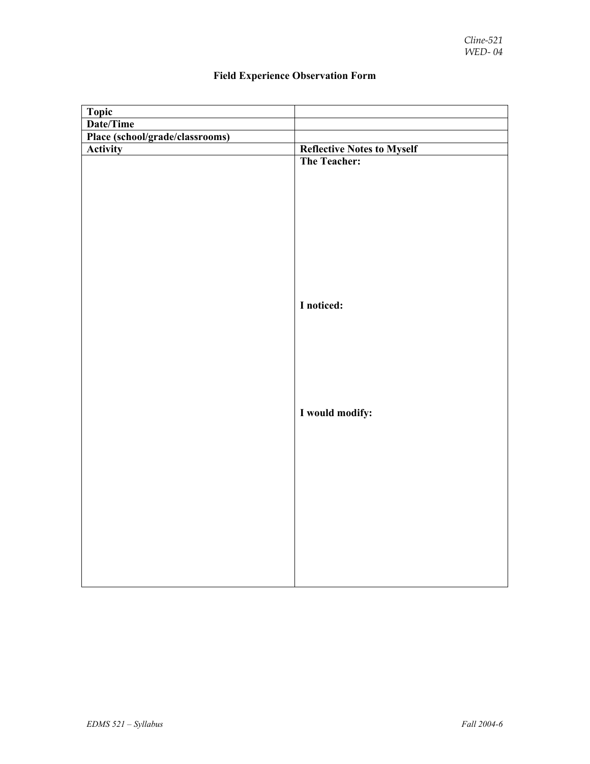## Field Experience Observation Form

| Topic | |
|---|---|
| Date/Time | |
| Place (school/grade/classrooms) | |
| **Activity** | **Reflective Notes to Myself** |
| | **The Teacher:**<br><br><br><br>**I noticed:**<br><br><br><br>**I would modify:** |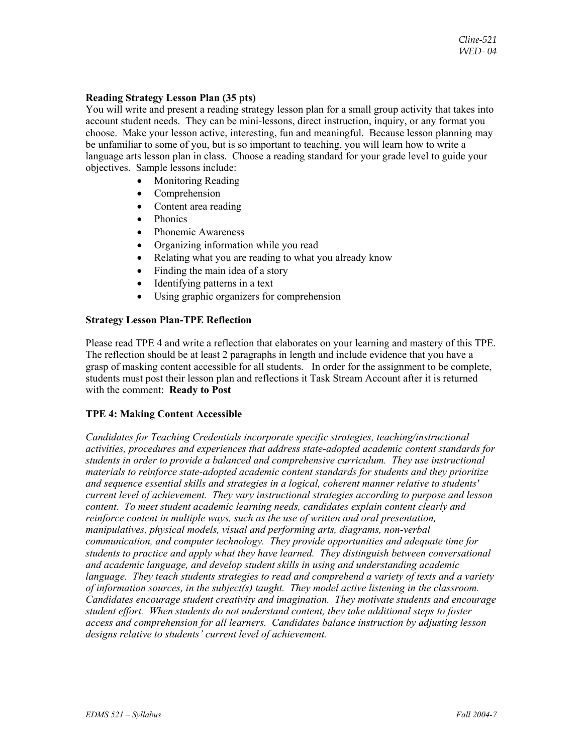**Reading Strategy Lesson Plan (35 pts)**

You will write and present a reading strategy lesson plan for a small group activity that takes into account student needs. They can be mini-lessons, direct instruction, inquiry, or any format you choose. Make your lesson active, interesting, fun and meaningful. Because lesson planning may be unfamiliar to some of you, but is so important to teaching, you will learn how to write a language arts lesson plan in class. Choose a reading standard for your grade level to guide your objectives. Sample lessons include:

- Monitoring Reading
- Comprehension
- Content area reading
- Phonics
- Phonemic Awareness
- Organizing information while you read
- Relating what you are reading to what you already know
- Finding the main idea of a story
- Identifying patterns in a text
- Using graphic organizers for comprehension

**Strategy Lesson Plan-TPE Reflection**

Please read TPE 4 and write a reflection that elaborates on your learning and mastery of this TPE. The reflection should be at least 2 paragraphs in length and include evidence that you have a grasp of masking content accessible for all students. In order for the assignment to be complete, students must post their lesson plan and reflections it Task Stream Account after it is returned with the comment: **Ready to Post**

**TPE 4: Making Content Accessible**

*Candidates for Teaching Credentials incorporate specific strategies, teaching/instructional activities, procedures and experiences that address state-adopted academic content standards for students in order to provide a balanced and comprehensive curriculum. They use instructional materials to reinforce state-adopted academic content standards for students and they prioritize and sequence essential skills and strategies in a logical, coherent manner relative to students' current level of achievement. They vary instructional strategies according to purpose and lesson content. To meet student academic learning needs, candidates explain content clearly and reinforce content in multiple ways, such as the use of written and oral presentation, manipulatives, physical models, visual and performing arts, diagrams, non-verbal communication, and computer technology. They provide opportunities and adequate time for students to practice and apply what they have learned. They distinguish between conversational and academic language, and develop student skills in using and understanding academic language. They teach students strategies to read and comprehend a variety of texts and a variety of information sources, in the subject(s) taught. They model active listening in the classroom. Candidates encourage student creativity and imagination. They motivate students and encourage student effort. When students do not understand content, they take additional steps to foster access and comprehension for all learners. Candidates balance instruction by adjusting lesson designs relative to students' current level of achievement.*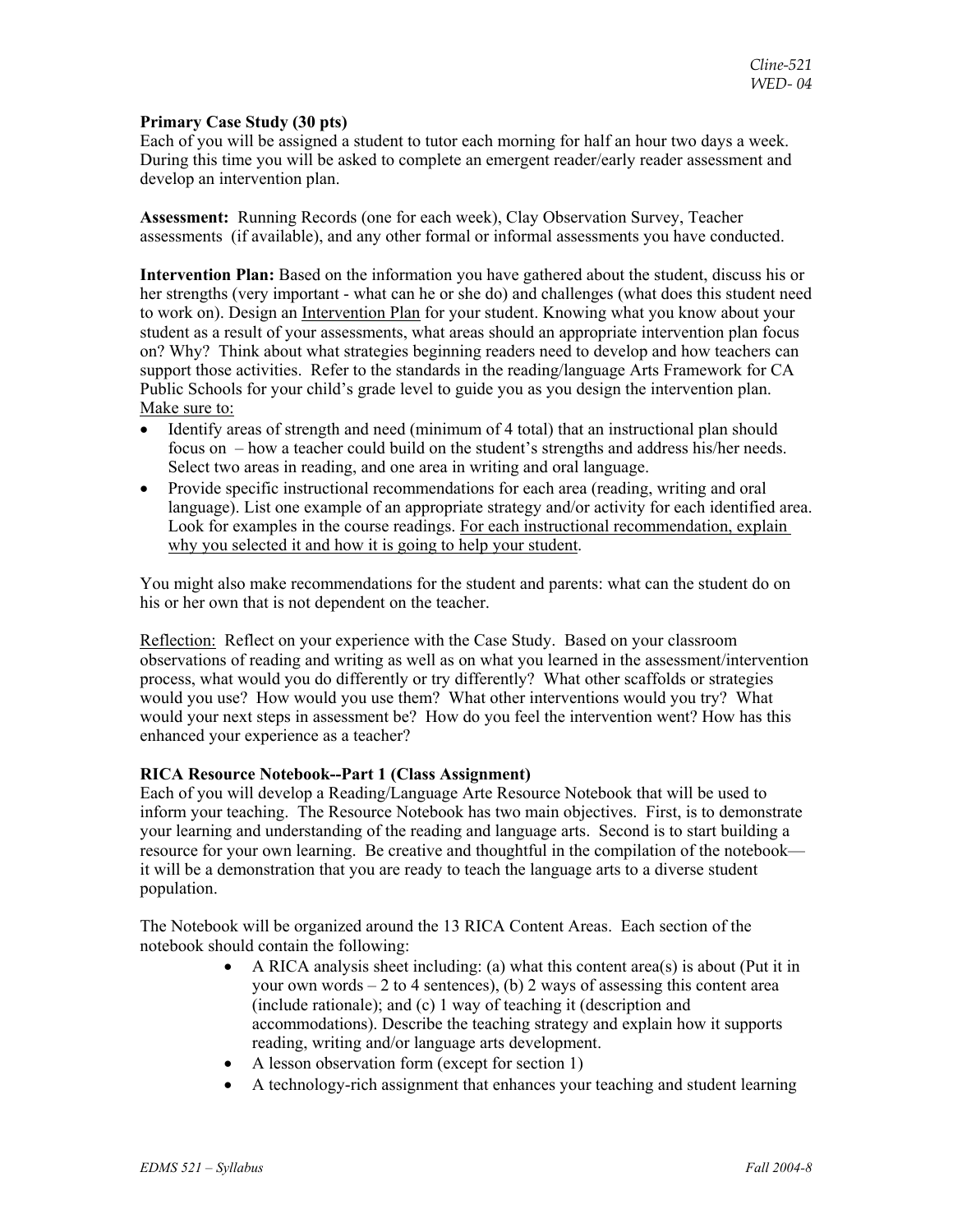**Primary Case Study (30 pts)**
Each of you will be assigned a student to tutor each morning for half an hour two days a week. During this time you will be asked to complete an emergent reader/early reader assessment and develop an intervention plan.

**Assessment:** Running Records (one for each week), Clay Observation Survey, Teacher assessments (if available), and any other formal or informal assessments you have conducted.

**Intervention Plan:** Based on the information you have gathered about the student, discuss his or her strengths (very important - what can he or she do) and challenges (what does this student need to work on). Design an Intervention Plan for your student. Knowing what you know about your student as a result of your assessments, what areas should an appropriate intervention plan focus on? Why? Think about what strategies beginning readers need to develop and how teachers can support those activities. Refer to the standards in the reading/language Arts Framework for CA Public Schools for your child's grade level to guide you as you design the intervention plan. Make sure to:

- Identify areas of strength and need (minimum of 4 total) that an instructional plan should focus on – how a teacher could build on the student's strengths and address his/her needs. Select two areas in reading, and one area in writing and oral language.
- Provide specific instructional recommendations for each area (reading, writing and oral language). List one example of an appropriate strategy and/or activity for each identified area. Look for examples in the course readings. For each instructional recommendation, explain why you selected it and how it is going to help your student.

You might also make recommendations for the student and parents: what can the student do on his or her own that is not dependent on the teacher.

Reflection: Reflect on your experience with the Case Study. Based on your classroom observations of reading and writing as well as on what you learned in the assessment/intervention process, what would you do differently or try differently? What other scaffolds or strategies would you use? How would you use them? What other interventions would you try? What would your next steps in assessment be? How do you feel the intervention went? How has this enhanced your experience as a teacher?

**RICA Resource Notebook--Part 1 (Class Assignment)**
Each of you will develop a Reading/Language Arte Resource Notebook that will be used to inform your teaching. The Resource Notebook has two main objectives. First, is to demonstrate your learning and understanding of the reading and language arts. Second is to start building a resource for your own learning. Be creative and thoughtful in the compilation of the notebook—it will be a demonstration that you are ready to teach the language arts to a diverse student population.

The Notebook will be organized around the 13 RICA Content Areas. Each section of the notebook should contain the following:

- A RICA analysis sheet including: (a) what this content area(s) is about (Put it in your own words – 2 to 4 sentences), (b) 2 ways of assessing this content area (include rationale); and (c) 1 way of teaching it (description and accommodations). Describe the teaching strategy and explain how it supports reading, writing and/or language arts development.
- A lesson observation form (except for section 1)
- A technology-rich assignment that enhances your teaching and student learning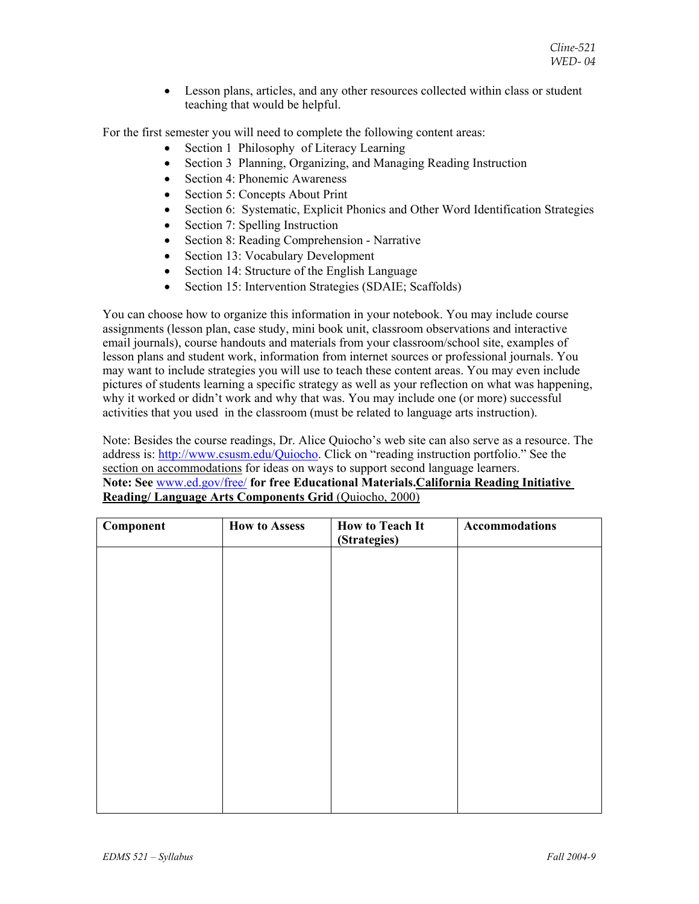- Lesson plans, articles, and any other resources collected within class or student teaching that would be helpful.

For the first semester you will need to complete the following content areas:

- Section 1 Philosophy of Literacy Learning
- Section 3 Planning, Organizing, and Managing Reading Instruction
- Section 4: Phonemic Awareness
- Section 5: Concepts About Print
- Section 6: Systematic, Explicit Phonics and Other Word Identification Strategies
- Section 7: Spelling Instruction
- Section 8: Reading Comprehension - Narrative
- Section 13: Vocabulary Development
- Section 14: Structure of the English Language
- Section 15: Intervention Strategies (SDAIE; Scaffolds)

You can choose how to organize this information in your notebook. You may include course assignments (lesson plan, case study, mini book unit, classroom observations and interactive email journals), course handouts and materials from your classroom/school site, examples of lesson plans and student work, information from internet sources or professional journals. You may want to include strategies you will use to teach these content areas. You may even include pictures of students learning a specific strategy as well as your reflection on what was happening, why it worked or didn't work and why that was. You may include one (or more) successful activities that you used in the classroom (must be related to language arts instruction).

Note: Besides the course readings, Dr. Alice Quiocho's web site can also serve as a resource. The address is: http://www.csusm.edu/Quiocho. Click on "reading instruction portfolio." See the section on accommodations for ideas on ways to support second language learners.
**Note: See www.ed.gov/free/ for free Educational Materials.** **California Reading Initiative Reading/ Language Arts Components Grid** (Quiocho, 2000)

| **Component** | **How to Assess** | **How to Teach It (Strategies)** | **Accommodations** |
|---|---|---|---|
| | | | |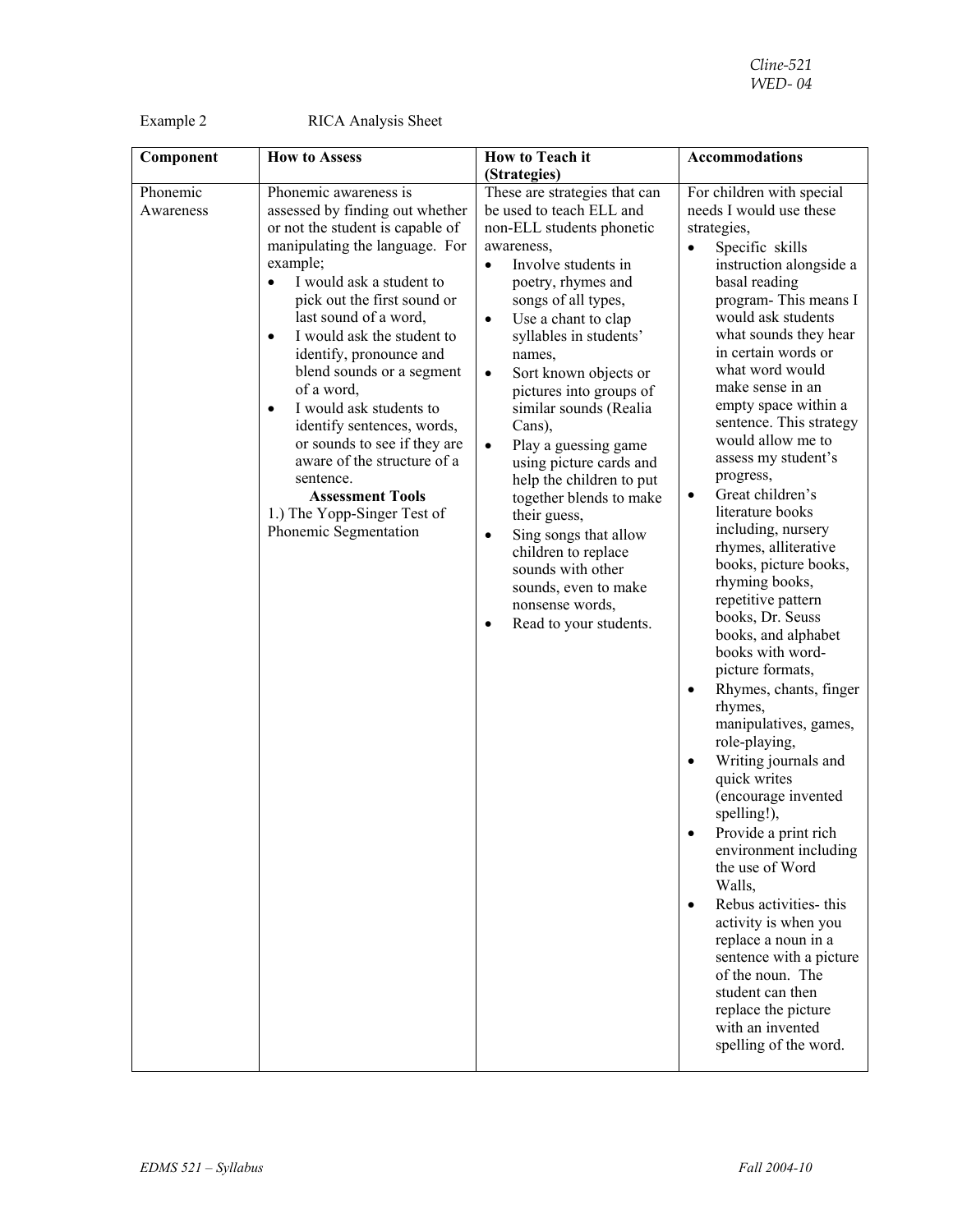Example 2 RICA Analysis Sheet

| Component | How to Assess | How to Teach it (Strategies) | Accommodations |
|---|---|---|---|
| Phonemic Awareness | Phonemic awareness is assessed by finding out whether or not the student is capable of manipulating the language. For example;<br>• I would ask a student to pick out the first sound or last sound of a word,<br>• I would ask the student to identify, pronounce and blend sounds or a segment of a word,<br>• I would ask students to identify sentences, words, or sounds to see if they are aware of the structure of a sentence.<br>**Assessment Tools**<br>1.) The Yopp-Singer Test of Phonemic Segmentation | These are strategies that can be used to teach ELL and non-ELL students phonetic awareness,<br>• Involve students in poetry, rhymes and songs of all types,<br>• Use a chant to clap syllables in students' names,<br>• Sort known objects or pictures into groups of similar sounds (Realia Cans),<br>• Play a guessing game using picture cards and help the children to put together blends to make their guess,<br>• Sing songs that allow children to replace sounds with other sounds, even to make nonsense words,<br>• Read to your students. | For children with special needs I would use these strategies,<br>• Specific skills instruction alongside a basal reading program- This means I would ask students what sounds they hear in certain words or what word would make sense in an empty space within a sentence. This strategy would allow me to assess my student's progress,<br>• Great children's literature books including, nursery rhymes, alliterative books, picture books, rhyming books, repetitive pattern books, Dr. Seuss books, and alphabet books with word-picture formats,<br>• Rhymes, chants, finger rhymes, manipulatives, games, role-playing,<br>• Writing journals and quick writes (encourage invented spelling!),<br>• Provide a print rich environment including the use of Word Walls,<br>• Rebus activities- this activity is when you replace a noun in a sentence with a picture of the noun. The student can then replace the picture with an invented spelling of the word. |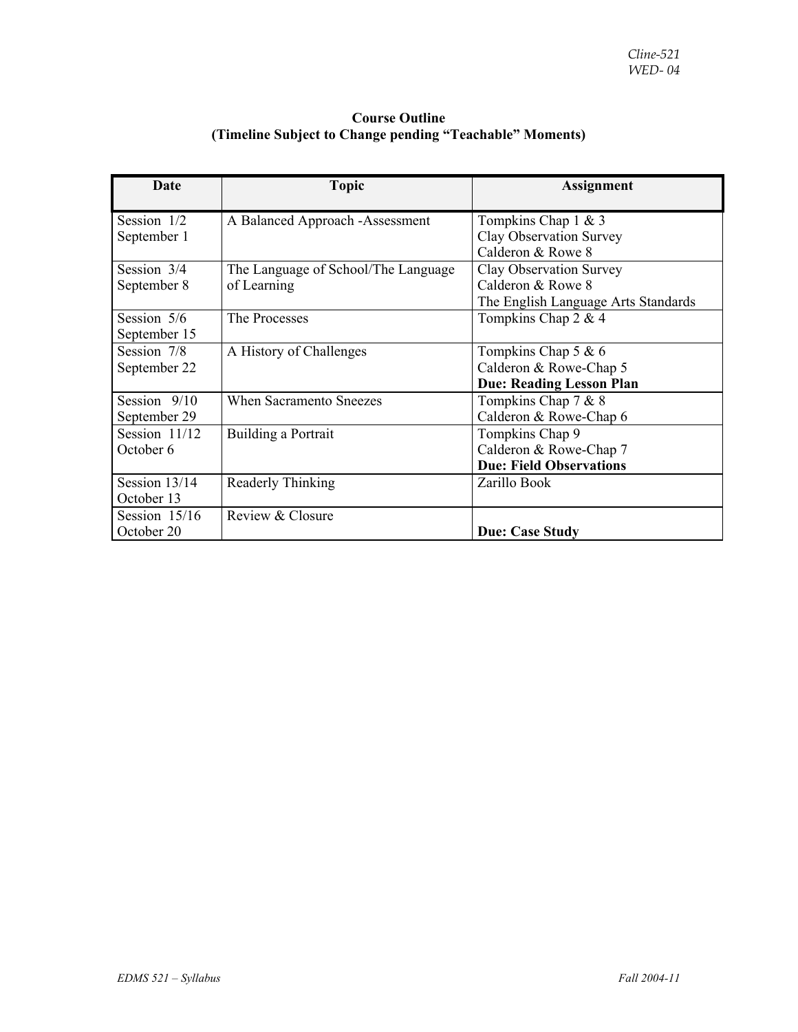**Course Outline**
**(Timeline Subject to Change pending "Teachable" Moments)**

| Date | Topic | Assignment |
|---|---|---|
| Session 1/2<br>September 1 | A Balanced Approach -Assessment | Tompkins Chap 1 & 3<br>Clay Observation Survey<br>Calderon & Rowe 8 |
| Session 3/4<br>September 8 | The Language of School/The Language of Learning | Clay Observation Survey<br>Calderon & Rowe 8<br>The English Language Arts Standards |
| Session 5/6<br>September 15 | The Processes | Tompkins Chap 2 & 4 |
| Session 7/8<br>September 22 | A History of Challenges | Tompkins Chap 5 & 6<br>Calderon & Rowe-Chap 5<br>**Due: Reading Lesson Plan** |
| Session 9/10<br>September 29 | When Sacramento Sneezes | Tompkins Chap 7 & 8<br>Calderon & Rowe-Chap 6 |
| Session 11/12<br>October 6 | Building a Portrait | Tompkins Chap 9<br>Calderon & Rowe-Chap 7<br>**Due: Field Observations** |
| Session 13/14<br>October 13 | Readerly Thinking | Zarillo Book |
| Session 15/16<br>October 20 | Review & Closure | **Due: Case Study** |